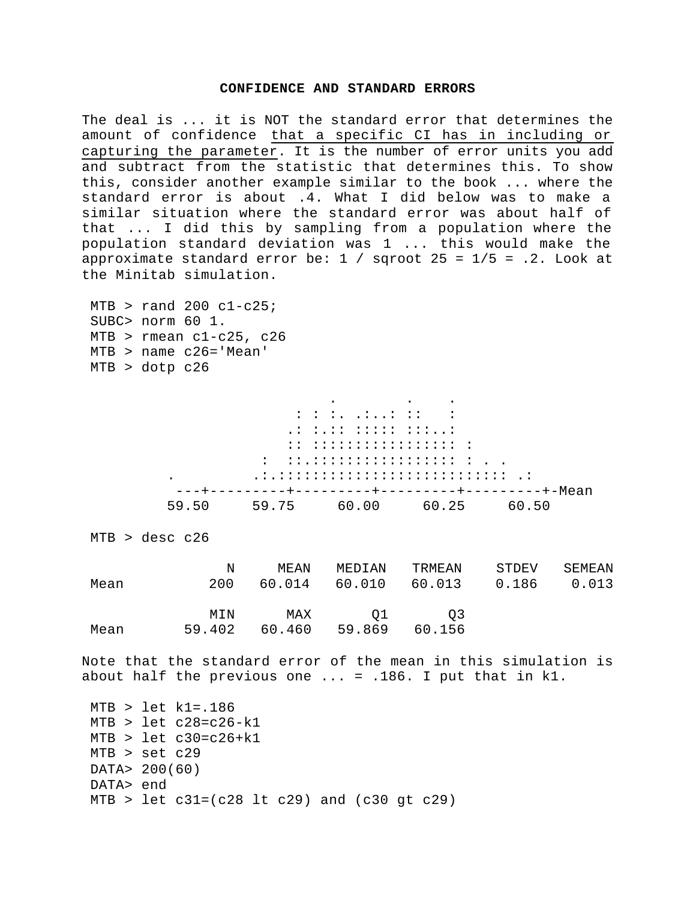## CONFIDENCE AND STANDARD ERRORS

The deal is ... it is NOT the standard error that determines the amount of confidence <u>that a specific CI has in including or capturing the parameter</u>. It is the number of error units you add and subtract from the statistic that determines this. To show this, consider another example similar to the book ... where the standard error is about .4. What I did below was to make a similar situation where the standard error was about half of that ... I did this by sampling from a population where the population standard deviation was 1 ... this would make the approximate standard error be: 1 / sqroot 25 = 1/5 = .2. Look at the Minitab simulation.

```
MTB > rand 200 c1-c25;
SUBC> norm 60 1.
MTB > rmean c1-c25, c26
MTB > name c26='Mean'
MTB > dotp c26

                         .        .    .
                    : : :. .:..: ::   :
                   .: :.:: ::::: :::..:
                   :: :::::::::::::::: :
                :  ::.:::::::::::::::: : . .
     .         .:.::::::::::::::::::::::::: .:
      ---+---------+---------+---------+---------+-Mean
       59.50     59.75     60.00     60.25     60.50

MTB > desc c26

                 N     MEAN   MEDIAN   TRMEAN    STDEV   SEMEAN
Mean           200   60.014   60.010   60.013    0.186    0.013

               MIN      MAX       Q1       Q3
Mean        59.402   60.460   59.869   60.156
```

Note that the standard error of the mean in this simulation is about half the previous one ... = .186. I put that in k1.

```
MTB > let k1=.186
MTB > let c28=c26-k1
MTB > let c30=c26+k1
MTB > set c29
DATA> 200(60)
DATA> end
MTB > let c31=(c28 lt c29) and (c30 gt c29)
```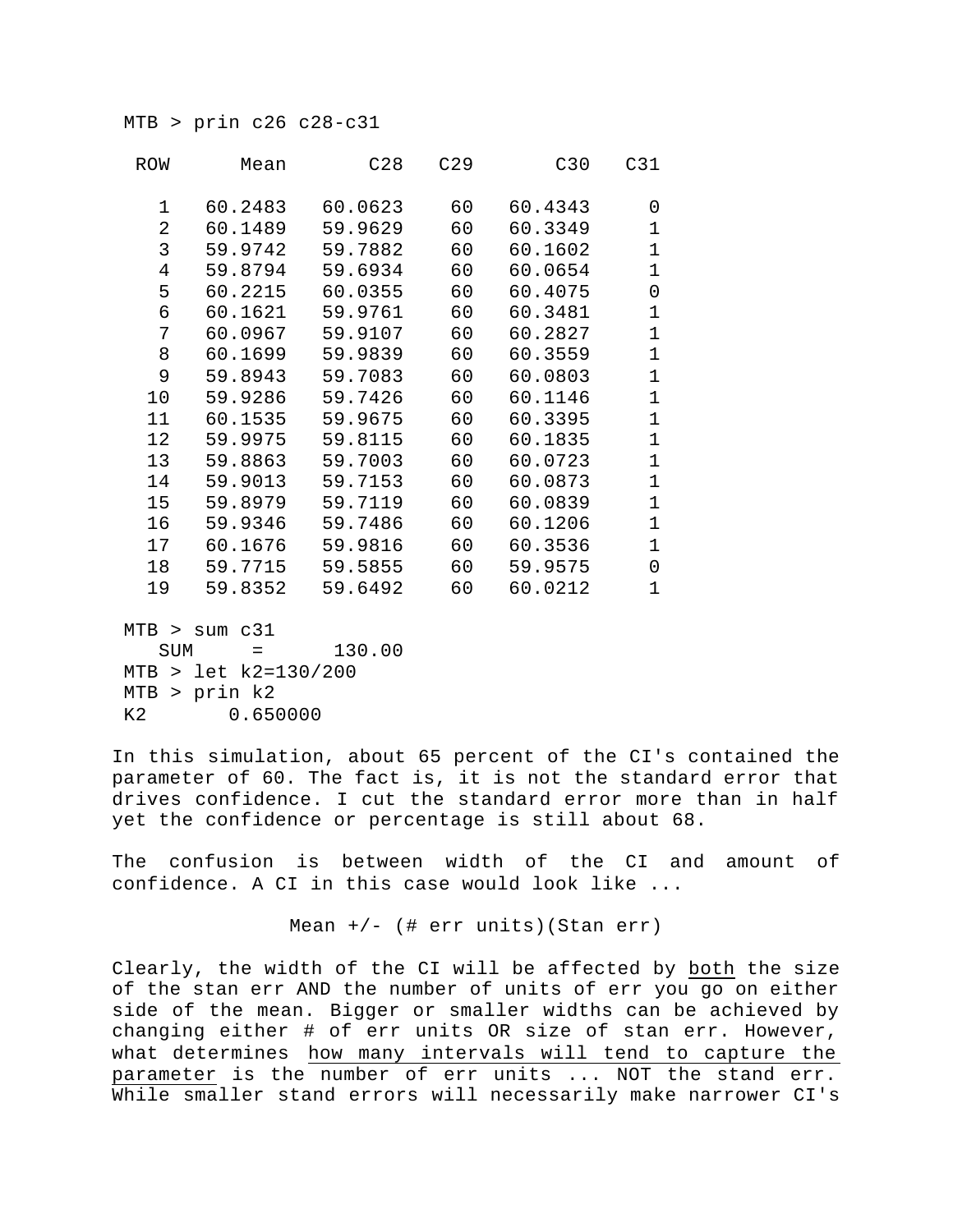```
MTB > prin c26 c28-c31

 ROW      Mean       C28   C29       C30   C31

   1   60.2483   60.0623    60   60.4343     0
   2   60.1489   59.9629    60   60.3349     1
   3   59.9742   59.7882    60   60.1602     1
   4   59.8794   59.6934    60   60.0654     1
   5   60.2215   60.0355    60   60.4075     0
   6   60.1621   59.9761    60   60.3481     1
   7   60.0967   59.9107    60   60.2827     1
   8   60.1699   59.9839    60   60.3559     1
   9   59.8943   59.7083    60   60.0803     1
  10   59.9286   59.7426    60   60.1146     1
  11   60.1535   59.9675    60   60.3395     1
  12   59.9975   59.8115    60   60.1835     1
  13   59.8863   59.7003    60   60.0723     1
  14   59.9013   59.7153    60   60.0873     1
  15   59.8979   59.7119    60   60.0839     1
  16   59.9346   59.7486    60   60.1206     1
  17   60.1676   59.9816    60   60.3536     1
  18   59.7715   59.5855    60   59.9575     0
  19   59.8352   59.6492    60   60.0212     1

MTB > sum c31
   SUM     =      130.00
MTB > let k2=130/200
MTB > prin k2
K2       0.650000
```

In this simulation, about 65 percent of the CI's contained the parameter of 60. The fact is, it is not the standard error that drives confidence. I cut the standard error more than in half yet the confidence or percentage is still about 68.

The confusion is between width of the CI and amount of confidence. A CI in this case would look like ...

Mean +/- (# err units)(Stan err)

Clearly, the width of the CI will be affected by <u>both</u> the size of the stan err AND the number of units of err you go on either side of the mean. Bigger or smaller widths can be achieved by changing either # of err units OR size of stan err. However, what determines <u>how many intervals will tend to capture the parameter</u> is the number of err units ... NOT the stand err. While smaller stand errors will necessarily make narrower CI's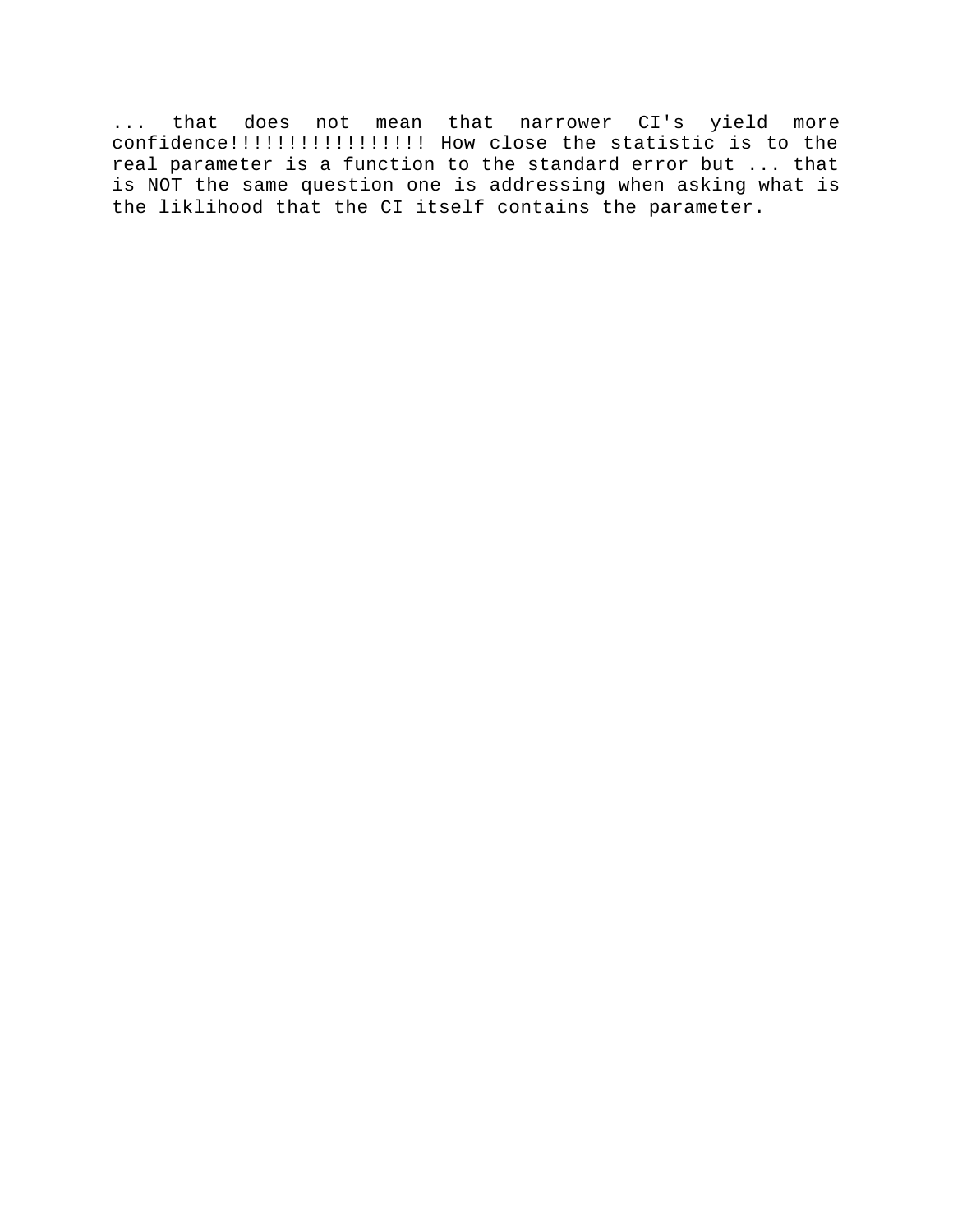... that does not mean that narrower CI's yield more confidence!!!!!!!!!!!!!!!!! How close the statistic is to the real parameter is a function to the standard error but ... that is NOT the same question one is addressing when asking what is the liklihood that the CI itself contains the parameter.